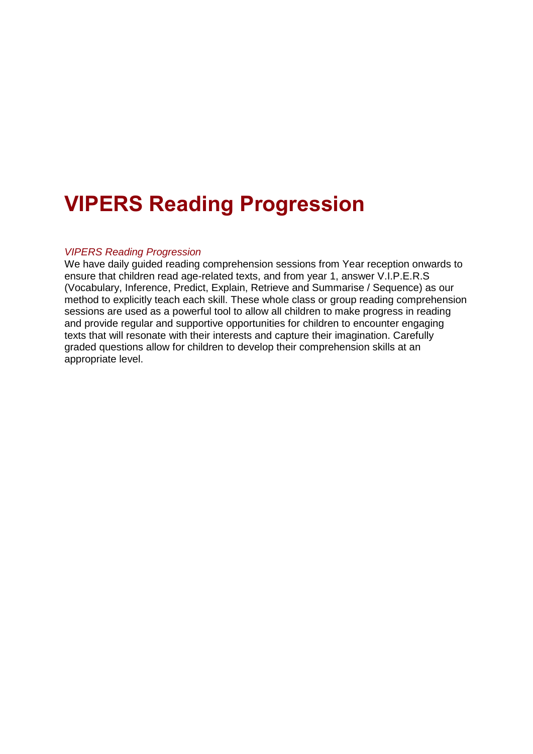# VIPERS Reading Progression

*VIPERS Reading Progression*

We have daily guided reading comprehension sessions from Year reception onwards to ensure that children read age-related texts, and from year 1, answer V.I.P.E.R.S (Vocabulary, Inference, Predict, Explain, Retrieve and Summarise / Sequence) as our method to explicitly teach each skill. These whole class or group reading comprehension sessions are used as a powerful tool to allow all children to make progress in reading and provide regular and supportive opportunities for children to encounter engaging texts that will resonate with their interests and capture their imagination. Carefully graded questions allow for children to develop their comprehension skills at an appropriate level.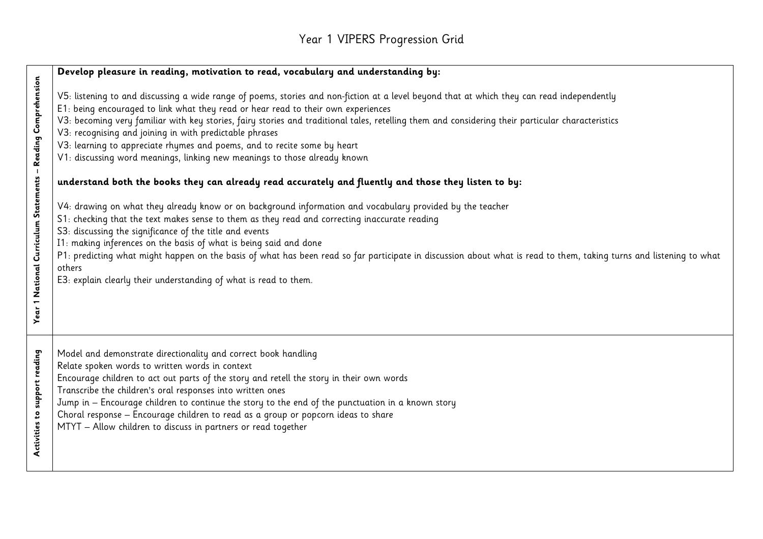# Year 1 VIPERS Progression Grid

| | |
|---|---|
| **Year 1 National Curriculum Statements – Reading Comprehension** | **Develop pleasure in reading, motivation to read, vocabulary and understanding by:**<br><br>V5: listening to and discussing a wide range of poems, stories and non-fiction at a level beyond that at which they can read independently<br>E1: being encouraged to link what they read or hear read to their own experiences<br>V3: becoming very familiar with key stories, fairy stories and traditional tales, retelling them and considering their particular characteristics<br>V3: recognising and joining in with predictable phrases<br>V3: learning to appreciate rhymes and poems, and to recite some by heart<br>V1: discussing word meanings, linking new meanings to those already known<br><br>**understand both the books they can already read accurately and fluently and those they listen to by:**<br><br>V4: drawing on what they already know or on background information and vocabulary provided by the teacher<br>S1: checking that the text makes sense to them as they read and correcting inaccurate reading<br>S3: discussing the significance of the title and events<br>I1: making inferences on the basis of what is being said and done<br>P1: predicting what might happen on the basis of what has been read so far participate in discussion about what is read to them, taking turns and listening to what others<br>E3: explain clearly their understanding of what is read to them. |
| **Activities to support reading** | Model and demonstrate directionality and correct book handling<br>Relate spoken words to written words in context<br>Encourage children to act out parts of the story and retell the story in their own words<br>Transcribe the children's oral responses into written ones<br>Jump in – Encourage children to continue the story to the end of the punctuation in a known story<br>Choral response – Encourage children to read as a group or popcorn ideas to share<br>MTYT – Allow children to discuss in partners or read together |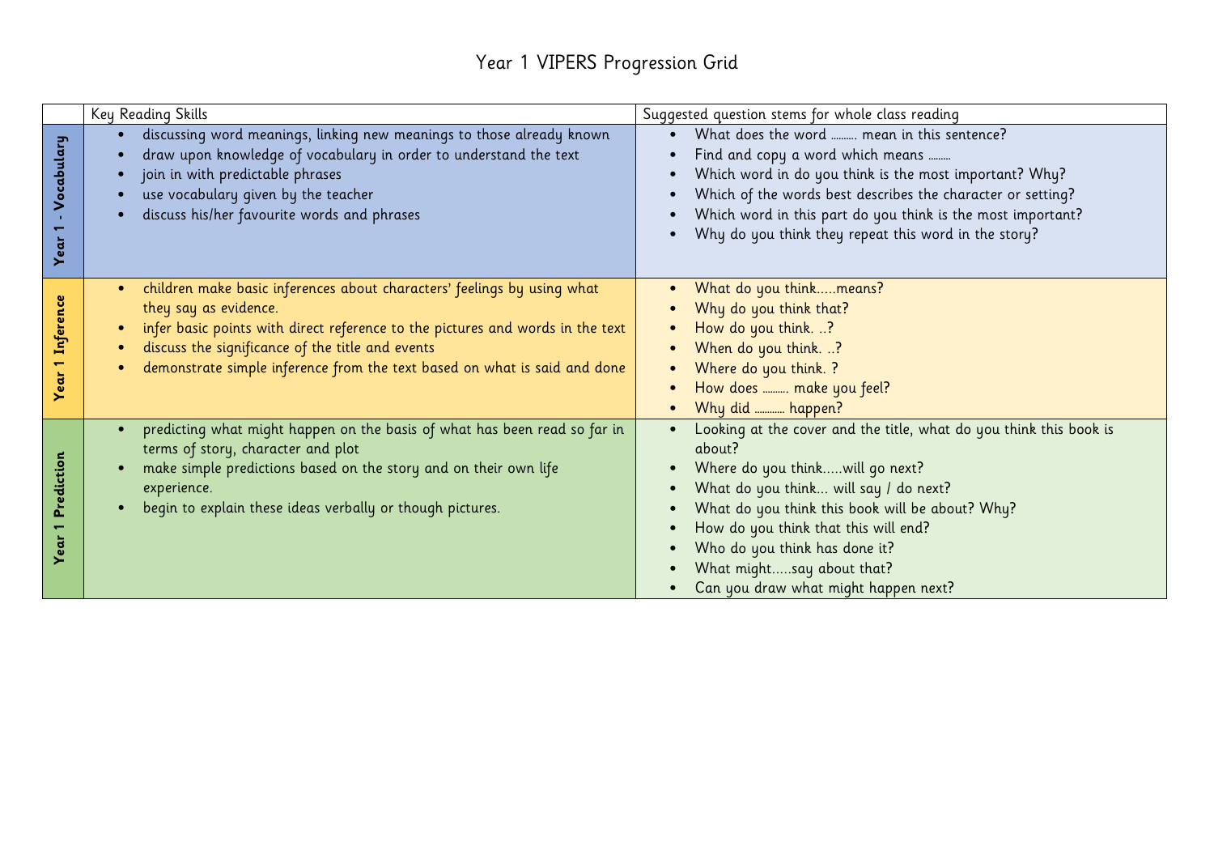# Year 1 VIPERS Progression Grid

| | Key Reading Skills | Suggested question stems for whole class reading |
|---|---|---|
| **Year 1 - Vocabulary** | • discussing word meanings, linking new meanings to those already known<br>• draw upon knowledge of vocabulary in order to understand the text<br>• join in with predictable phrases<br>• use vocabulary given by the teacher<br>• discuss his/her favourite words and phrases | • What does the word ……… mean in this sentence?<br>• Find and copy a word which means ………<br>• Which word in do you think is the most important? Why?<br>• Which of the words best describes the character or setting?<br>• Which word in this part do you think is the most important?<br>• Why do you think they repeat this word in the story? |
| **Year 1 Inference** | • children make basic inferences about characters' feelings by using what they say as evidence.<br>• infer basic points with direct reference to the pictures and words in the text<br>• discuss the significance of the title and events<br>• demonstrate simple inference from the text based on what is said and done | • What do you think…..means?<br>• Why do you think that?<br>• How do you think. ..?<br>• When do you think. ..?<br>• Where do you think. ?<br>• How does ………. make you feel?<br>• Why did ………… happen? |
| **Year 1 Prediction** | • predicting what might happen on the basis of what has been read so far in terms of story, character and plot<br>• make simple predictions based on the story and on their own life experience.<br>• begin to explain these ideas verbally or though pictures. | • Looking at the cover and the title, what do you think this book is about?<br>• Where do you think…..will go next?<br>• What do you think… will say / do next?<br>• What do you think this book will be about? Why?<br>• How do you think that this will end?<br>• Who do you think has done it?<br>• What might…..say about that?<br>• Can you draw what might happen next? |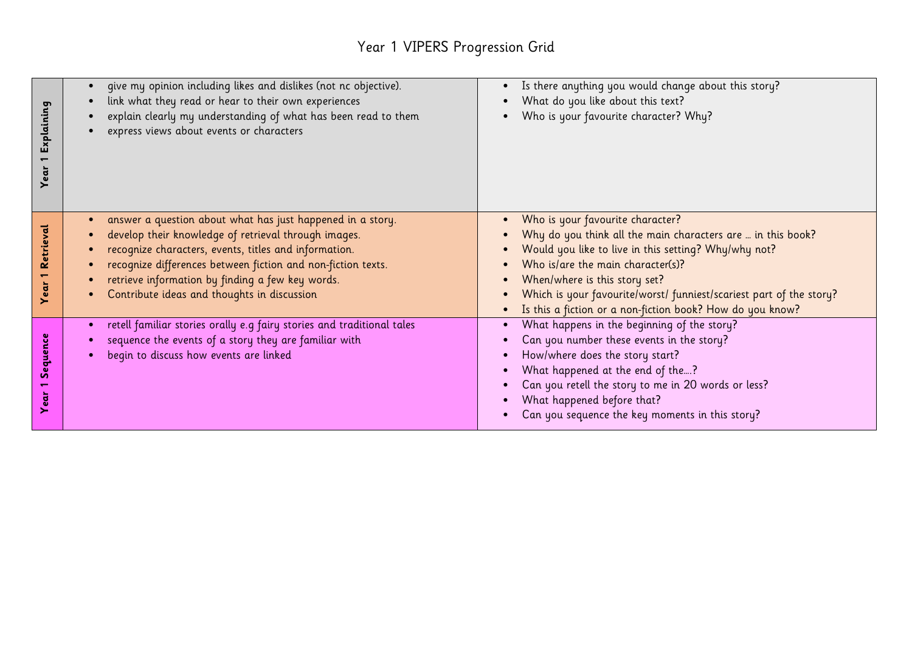# Year 1 VIPERS Progression Grid

| | | |
|---|---|---|
| **Year 1 Explaining** | • give my opinion including likes and dislikes (not nc objective).<br>• link what they read or hear to their own experiences<br>• explain clearly my understanding of what has been read to them<br>• express views about events or characters | • Is there anything you would change about this story?<br>• What do you like about this text?<br>• Who is your favourite character? Why? |
| **Year 1 Retrieval** | • answer a question about what has just happened in a story.<br>• develop their knowledge of retrieval through images.<br>• recognize characters, events, titles and information.<br>• recognize differences between fiction and non-fiction texts.<br>• retrieve information by finding a few key words.<br>• Contribute ideas and thoughts in discussion | • Who is your favourite character?<br>• Why do you think all the main characters are … in this book?<br>• Would you like to live in this setting? Why/why not?<br>• Who is/are the main character(s)?<br>• When/where is this story set?<br>• Which is your favourite/worst/ funniest/scariest part of the story?<br>• Is this a fiction or a non-fiction book? How do you know? |
| **Year 1 Sequence** | • retell familiar stories orally e.g fairy stories and traditional tales<br>• sequence the events of a story they are familiar with<br>• begin to discuss how events are linked | • What happens in the beginning of the story?<br>• Can you number these events in the story?<br>• How/where does the story start?<br>• What happened at the end of the….?<br>• Can you retell the story to me in 20 words or less?<br>• What happened before that?<br>• Can you sequence the key moments in this story? |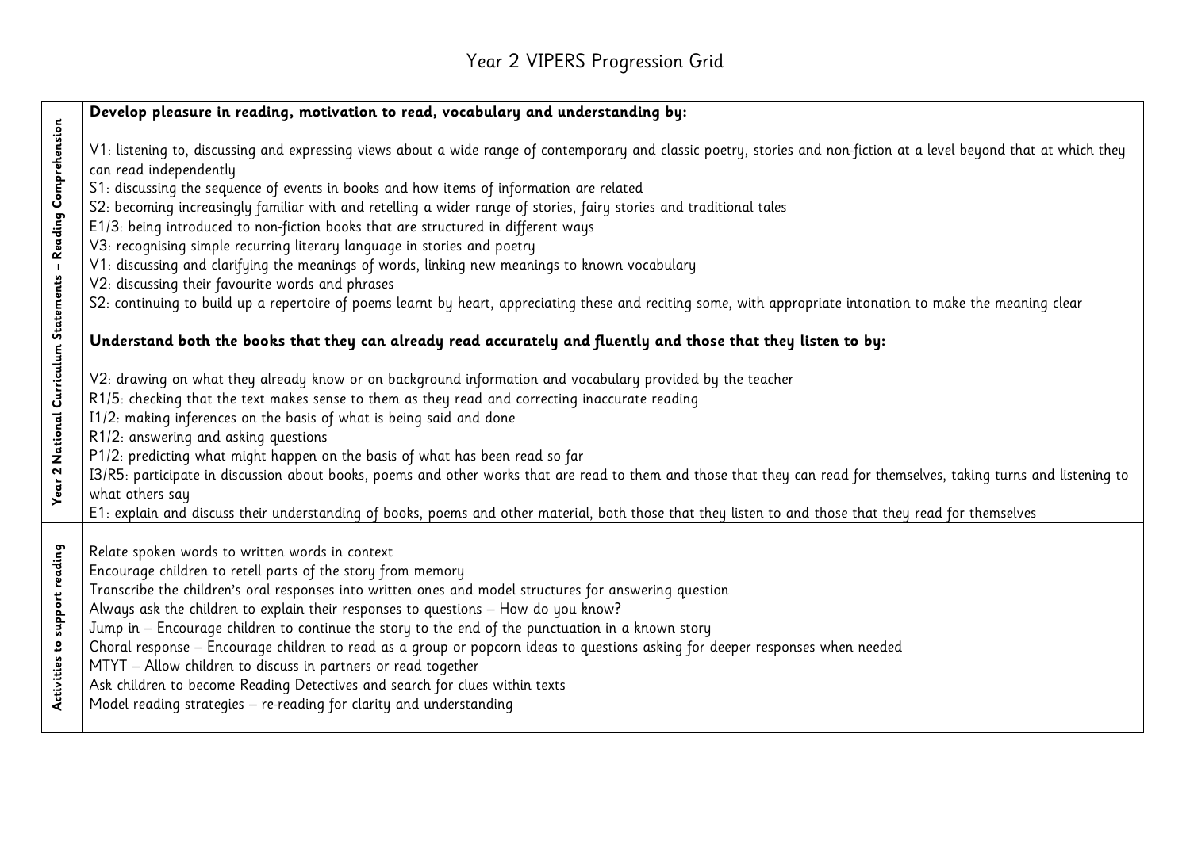# Year 2 VIPERS Progression Grid

| Year 2 National Curriculum Statements – Reading Comprehension | **Develop pleasure in reading, motivation to read, vocabulary and understanding by:**<br><br>V1: listening to, discussing and expressing views about a wide range of contemporary and classic poetry, stories and non-fiction at a level beyond that at which they can read independently<br>S1: discussing the sequence of events in books and how items of information are related<br>S2: becoming increasingly familiar with and retelling a wider range of stories, fairy stories and traditional tales<br>E1/3: being introduced to non-fiction books that are structured in different ways<br>V3: recognising simple recurring literary language in stories and poetry<br>V1: discussing and clarifying the meanings of words, linking new meanings to known vocabulary<br>V2: discussing their favourite words and phrases<br>S2: continuing to build up a repertoire of poems learnt by heart, appreciating these and reciting some, with appropriate intonation to make the meaning clear<br><br>**Understand both the books that they can already read accurately and fluently and those that they listen to by:**<br><br>V2: drawing on what they already know or on background information and vocabulary provided by the teacher<br>R1/5: checking that the text makes sense to them as they read and correcting inaccurate reading<br>I1/2: making inferences on the basis of what is being said and done<br>R1/2: answering and asking questions<br>P1/2: predicting what might happen on the basis of what has been read so far<br>I3/R5: participate in discussion about books, poems and other works that are read to them and those that they can read for themselves, taking turns and listening to what others say<br>E1: explain and discuss their understanding of books, poems and other material, both those that they listen to and those that they read for themselves |
|---|---|
| Activities to support reading | Relate spoken words to written words in context<br>Encourage children to retell parts of the story from memory<br>Transcribe the children's oral responses into written ones and model structures for answering question<br>Always ask the children to explain their responses to questions – How do you know?<br>Jump in – Encourage children to continue the story to the end of the punctuation in a known story<br>Choral response – Encourage children to read as a group or popcorn ideas to questions asking for deeper responses when needed<br>MTYT – Allow children to discuss in partners or read together<br>Ask children to become Reading Detectives and search for clues within texts<br>Model reading strategies – re-reading for clarity and understanding |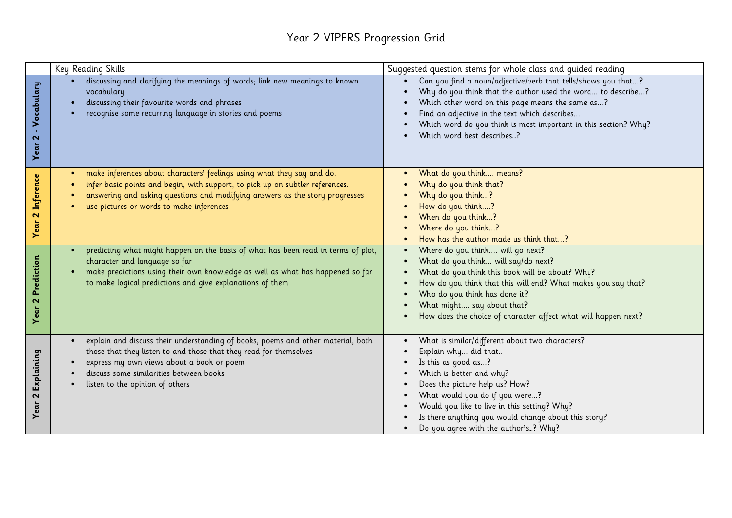# Year 2 VIPERS Progression Grid

| | Key Reading Skills | Suggested question stems for whole class and guided reading |
|---|---|---|
| **Year 2 - Vocabulary** | • discussing and clarifying the meanings of words; link new meanings to known vocabulary<br>• discussing their favourite words and phrases<br>• recognise some recurring language in stories and poems | • Can you find a noun/adjective/verb that tells/shows you that…?<br>• Why do you think that the author used the word… to describe…?<br>• Which other word on this page means the same as…?<br>• Find an adjective in the text which describes…<br>• Which word do you think is most important in this section? Why?<br>• Which word best describes…? |
| **Year 2 Inference** | • make inferences about characters' feelings using what they say and do.<br>• infer basic points and begin, with support, to pick up on subtler references.<br>• answering and asking questions and modifying answers as the story progresses<br>• use pictures or words to make inferences | • What do you think…. means?<br>• Why do you think that?<br>• Why do you think…?<br>• How do you think….?<br>• When do you think…?<br>• Where do you think…?<br>• How has the author made us think that…? |
| **Year 2 Prediction** | • predicting what might happen on the basis of what has been read in terms of plot, character and language so far<br>• make predictions using their own knowledge as well as what has happened so far to make logical predictions and give explanations of them | • Where do you think…. will go next?<br>• What do you think… will say/do next?<br>• What do you think this book will be about? Why?<br>• How do you think that this will end? What makes you say that?<br>• Who do you think has done it?<br>• What might…. say about that?<br>• How does the choice of character affect what will happen next? |
| **Year 2 Explaining** | • explain and discuss their understanding of books, poems and other material, both those that they listen to and those that they read for themselves<br>• express my own views about a book or poem<br>• discuss some similarities between books<br>• listen to the opinion of others | • What is similar/different about two characters?<br>• Explain why… did that..<br>• Is this as good as…?<br>• Which is better and why?<br>• Does the picture help us? How?<br>• What would you do if you were…?<br>• Would you like to live in this setting? Why?<br>• Is there anything you would change about this story?<br>• Do you agree with the author's…? Why? |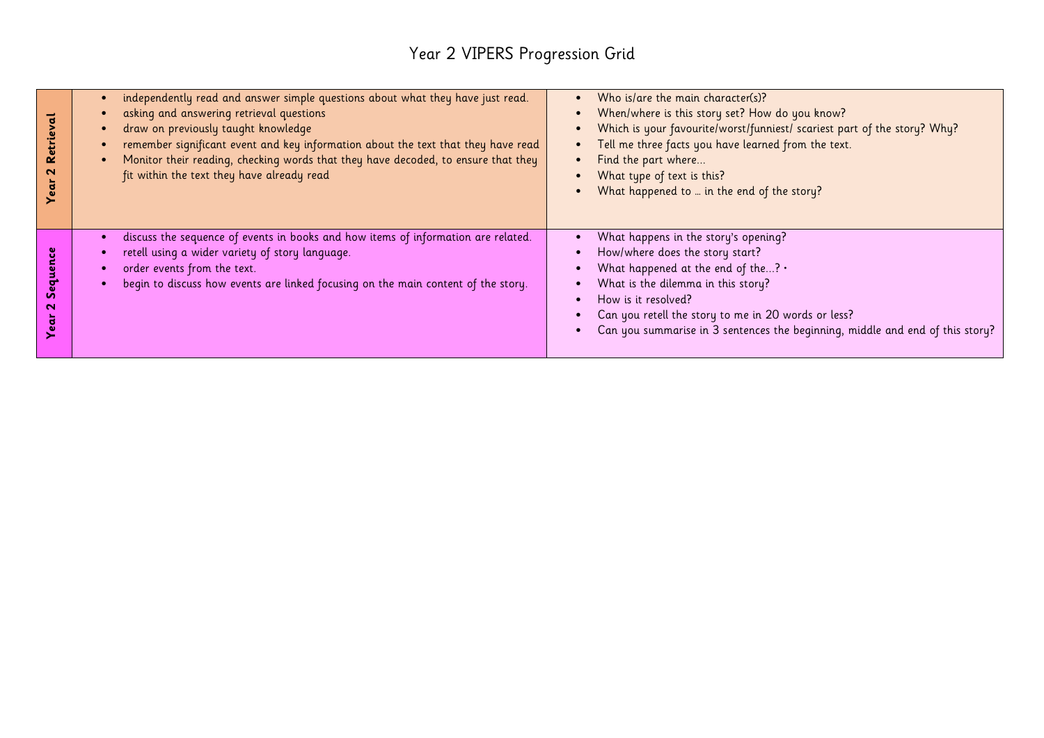# Year 2 VIPERS Progression Grid

| | | |
|---|---|---|
| **Year 2 Retrieval** | • independently read and answer simple questions about what they have just read.<br>• asking and answering retrieval questions<br>• draw on previously taught knowledge<br>• remember significant event and key information about the text that they have read<br>• Monitor their reading, checking words that they have decoded, to ensure that they fit within the text they have already read | • Who is/are the main character(s)?<br>• When/where is this story set? How do you know?<br>• Which is your favourite/worst/funniest/ scariest part of the story? Why?<br>• Tell me three facts you have learned from the text.<br>• Find the part where…<br>• What type of text is this?<br>• What happened to … in the end of the story? |
| **Year 2 Sequence** | • discuss the sequence of events in books and how items of information are related.<br>• retell using a wider variety of story language.<br>• order events from the text.<br>• begin to discuss how events are linked focusing on the main content of the story. | • What happens in the story's opening?<br>• How/where does the story start?<br>• What happened at the end of the…? •<br>• What is the dilemma in this story?<br>• How is it resolved?<br>• Can you retell the story to me in 20 words or less?<br>• Can you summarise in 3 sentences the beginning, middle and end of this story? |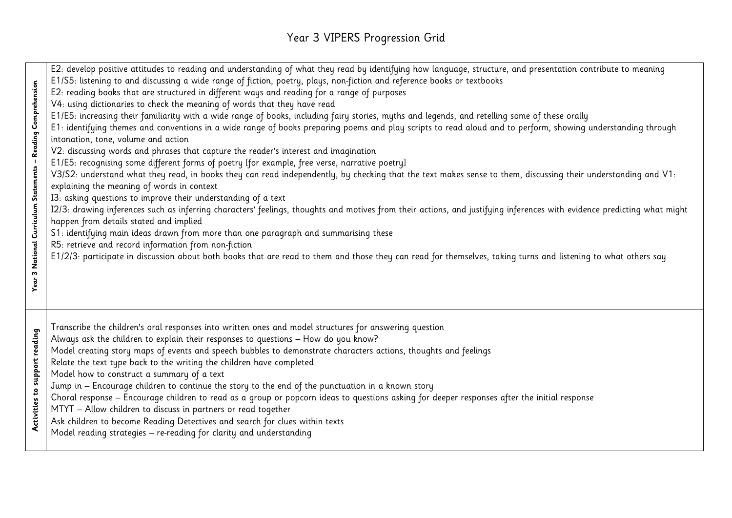# Year 3 VIPERS Progression Grid

| | |
|---|---|
| **Year 3 National Curriculum Statements – Reading Comprehension** | E2: develop positive attitudes to reading and understanding of what they read by identifying how language, structure, and presentation contribute to meaning<br>E1/S5: listening to and discussing a wide range of fiction, poetry, plays, non-fiction and reference books or textbooks<br>E2: reading books that are structured in different ways and reading for a range of purposes<br>V4: using dictionaries to check the meaning of words that they have read<br>E1/E5: increasing their familiarity with a wide range of books, including fairy stories, myths and legends, and retelling some of these orally<br>E1: identifying themes and conventions in a wide range of books preparing poems and play scripts to read aloud and to perform, showing understanding through intonation, tone, volume and action<br>V2: discussing words and phrases that capture the reader's interest and imagination<br>E1/E5: recognising some different forms of poetry [for example, free verse, narrative poetry]<br>V3/S2: understand what they read, in books they can read independently, by checking that the text makes sense to them, discussing their understanding and V1: explaining the meaning of words in context<br>I3: asking questions to improve their understanding of a text<br>I2/3: drawing inferences such as inferring characters' feelings, thoughts and motives from their actions, and justifying inferences with evidence predicting what might happen from details stated and implied<br>S1: identifying main ideas drawn from more than one paragraph and summarising these<br>R5: retrieve and record information from non-fiction<br>E1/2/3: participate in discussion about both books that are read to them and those they can read for themselves, taking turns and listening to what others say |
| **Activities to support reading** | Transcribe the children's oral responses into written ones and model structures for answering question<br>Always ask the children to explain their responses to questions – How do you know?<br>Model creating story maps of events and speech bubbles to demonstrate characters actions, thoughts and feelings<br>Relate the text type back to the writing the children have completed<br>Model how to construct a summary of a text<br>Jump in – Encourage children to continue the story to the end of the punctuation in a known story<br>Choral response – Encourage children to read as a group or popcorn ideas to questions asking for deeper responses after the initial response<br>MTYT – Allow children to discuss in partners or read together<br>Ask children to become Reading Detectives and search for clues within texts<br>Model reading strategies – re-reading for clarity and understanding |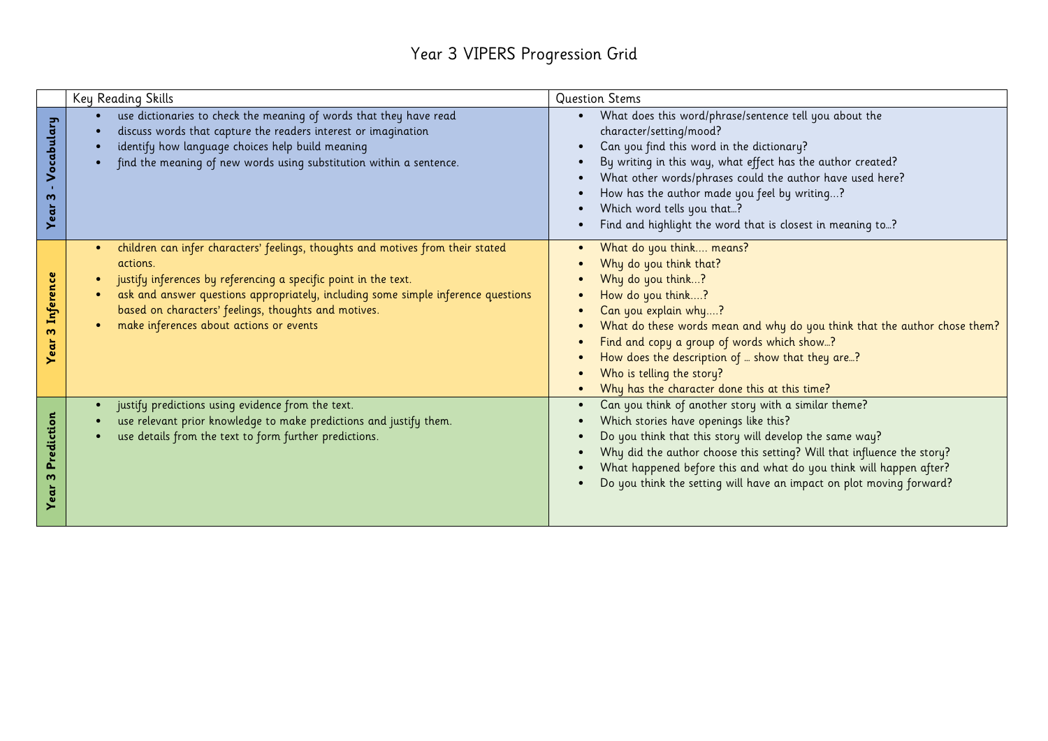# Year 3 VIPERS Progression Grid

| | Key Reading Skills | Question Stems |
|---|---|---|
| **Year 3 - Vocabulary** | • use dictionaries to check the meaning of words that they have read<br>• discuss words that capture the readers interest or imagination<br>• identify how language choices help build meaning<br>• find the meaning of new words using substitution within a sentence. | • What does this word/phrase/sentence tell you about the character/setting/mood?<br>• Can you find this word in the dictionary?<br>• By writing in this way, what effect has the author created?<br>• What other words/phrases could the author have used here?<br>• How has the author made you feel by writing…?<br>• Which word tells you that…?<br>• Find and highlight the word that is closest in meaning to…? |
| **Year 3 Inference** | • children can infer characters' feelings, thoughts and motives from their stated actions.<br>• justify inferences by referencing a specific point in the text.<br>• ask and answer questions appropriately, including some simple inference questions based on characters' feelings, thoughts and motives.<br>• make inferences about actions or events | • What do you think…. means?<br>• Why do you think that?<br>• Why do you think…?<br>• How do you think….?<br>• Can you explain why….?<br>• What do these words mean and why do you think that the author chose them?<br>• Find and copy a group of words which show…?<br>• How does the description of … show that they are…?<br>• Who is telling the story?<br>• Why has the character done this at this time? |
| **Year 3 Prediction** | • justify predictions using evidence from the text.<br>• use relevant prior knowledge to make predictions and justify them.<br>• use details from the text to form further predictions. | • Can you think of another story with a similar theme?<br>• Which stories have openings like this?<br>• Do you think that this story will develop the same way?<br>• Why did the author choose this setting? Will that influence the story?<br>• What happened before this and what do you think will happen after?<br>• Do you think the setting will have an impact on plot moving forward? |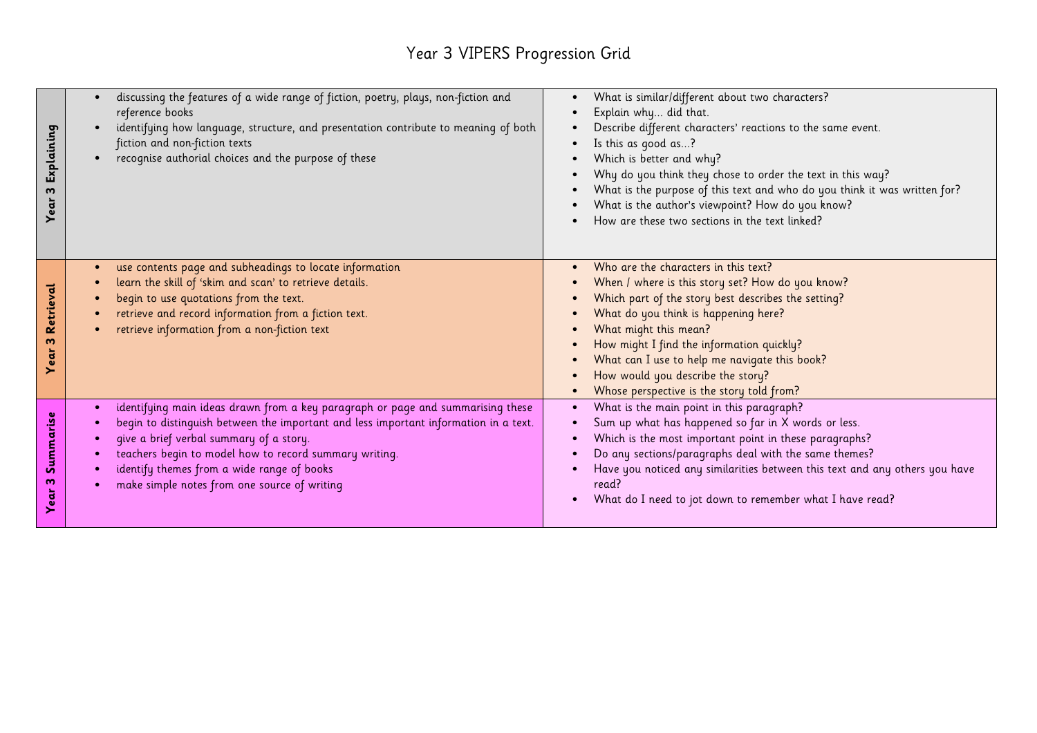# Year 3 VIPERS Progression Grid

| | | |
|---|---|---|
| **Year 3 Explaining** | • discussing the features of a wide range of fiction, poetry, plays, non-fiction and reference books<br>• identifying how language, structure, and presentation contribute to meaning of both fiction and non-fiction texts<br>• recognise authorial choices and the purpose of these | • What is similar/different about two characters?<br>• Explain why… did that.<br>• Describe different characters' reactions to the same event.<br>• Is this as good as…?<br>• Which is better and why?<br>• Why do you think they chose to order the text in this way?<br>• What is the purpose of this text and who do you think it was written for?<br>• What is the author's viewpoint? How do you know?<br>• How are these two sections in the text linked? |
| **Year 3 Retrieval** | • use contents page and subheadings to locate information<br>• learn the skill of 'skim and scan' to retrieve details.<br>• begin to use quotations from the text.<br>• retrieve and record information from a fiction text.<br>• retrieve information from a non-fiction text | • Who are the characters in this text?<br>• When / where is this story set? How do you know?<br>• Which part of the story best describes the setting?<br>• What do you think is happening here?<br>• What might this mean?<br>• How might I find the information quickly?<br>• What can I use to help me navigate this book?<br>• How would you describe the story?<br>• Whose perspective is the story told from? |
| **Year 3 Summarise** | • identifying main ideas drawn from a key paragraph or page and summarising these<br>• begin to distinguish between the important and less important information in a text.<br>• give a brief verbal summary of a story.<br>• teachers begin to model how to record summary writing.<br>• identify themes from a wide range of books<br>• make simple notes from one source of writing | • What is the main point in this paragraph?<br>• Sum up what has happened so far in X words or less.<br>• Which is the most important point in these paragraphs?<br>• Do any sections/paragraphs deal with the same themes?<br>• Have you noticed any similarities between this text and any others you have read?<br>• What do I need to jot down to remember what I have read? |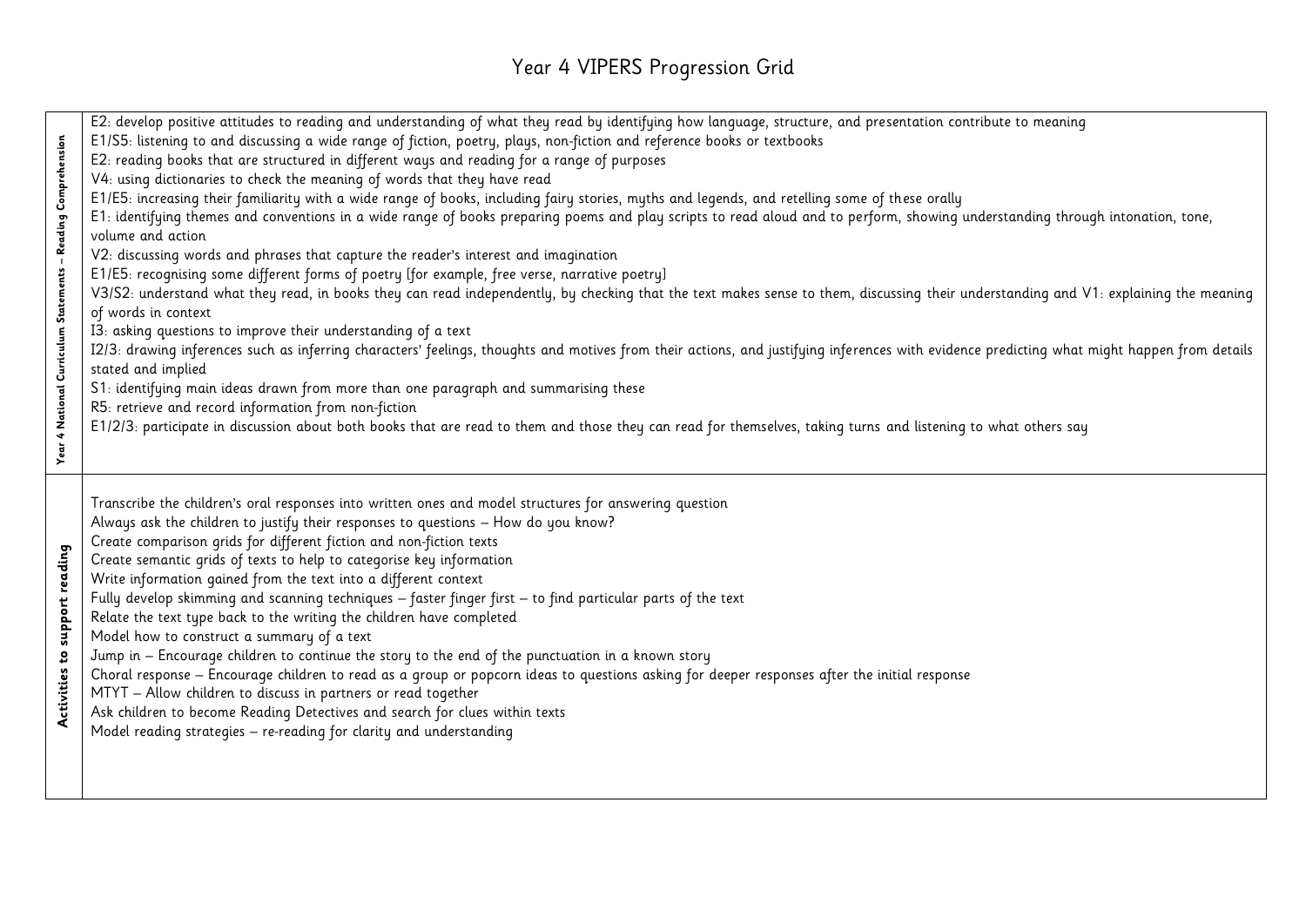# Year 4 VIPERS Progression Grid

| Year 4 National Curriculum Statements – Reading Comprehension | E2: develop positive attitudes to reading and understanding of what they read by identifying how language, structure, and presentation contribute to meaning<br>E1/S5: listening to and discussing a wide range of fiction, poetry, plays, non-fiction and reference books or textbooks<br>E2: reading books that are structured in different ways and reading for a range of purposes<br>V4: using dictionaries to check the meaning of words that they have read<br>E1/E5: increasing their familiarity with a wide range of books, including fairy stories, myths and legends, and retelling some of these orally<br>E1: identifying themes and conventions in a wide range of books preparing poems and play scripts to read aloud and to perform, showing understanding through intonation, tone, volume and action<br>V2: discussing words and phrases that capture the reader's interest and imagination<br>E1/E5: recognising some different forms of poetry [for example, free verse, narrative poetry]<br>V3/S2: understand what they read, in books they can read independently, by checking that the text makes sense to them, discussing their understanding and V1: explaining the meaning of words in context<br>I3: asking questions to improve their understanding of a text<br>I2/3: drawing inferences such as inferring characters' feelings, thoughts and motives from their actions, and justifying inferences with evidence predicting what might happen from details stated and implied<br>S1: identifying main ideas drawn from more than one paragraph and summarising these<br>R5: retrieve and record information from non-fiction<br>E1/2/3: participate in discussion about both books that are read to them and those they can read for themselves, taking turns and listening to what others say |
|---|---|
| **Activities to support reading** | Transcribe the children's oral responses into written ones and model structures for answering question<br>Always ask the children to justify their responses to questions – How do you know?<br>Create comparison grids for different fiction and non-fiction texts<br>Create semantic grids of texts to help to categorise key information<br>Write information gained from the text into a different context<br>Fully develop skimming and scanning techniques – faster finger first – to find particular parts of the text<br>Relate the text type back to the writing the children have completed<br>Model how to construct a summary of a text<br>Jump in – Encourage children to continue the story to the end of the punctuation in a known story<br>Choral response – Encourage children to read as a group or popcorn ideas to questions asking for deeper responses after the initial response<br>MTYT – Allow children to discuss in partners or read together<br>Ask children to become Reading Detectives and search for clues within texts<br>Model reading strategies – re-reading for clarity and understanding |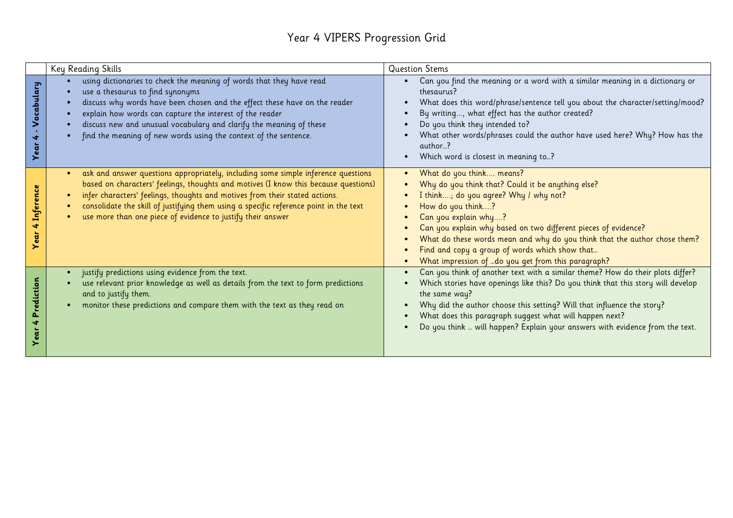# Year 4 VIPERS Progression Grid

| | Key Reading Skills | Question Stems |
|---|---|---|
| **Year 4 - Vocabulary** | • using dictionaries to check the meaning of words that they have read<br>• use a thesaurus to find synonyms<br>• discuss why words have been chosen and the effect these have on the reader<br>• explain how words can capture the interest of the reader<br>• discuss new and unusual vocabulary and clarify the meaning of these<br>• find the meaning of new words using the context of the sentence. | • Can you find the meaning or a word with a similar meaning in a dictionary or thesaurus?<br>• What does this word/phrase/sentence tell you about the character/setting/mood?<br>• By writing..., what effect has the author created?<br>• Do you think they intended to?<br>• What other words/phrases could the author have used here? Why? How has the author...?<br>• Which word is closest in meaning to...? |
| **Year 4 Inference** | • ask and answer questions appropriately, including some simple inference questions based on characters' feelings, thoughts and motives (I know this because questions)<br>• infer characters' feelings, thoughts and motives from their stated actions.<br>• consolidate the skill of justifying them using a specific reference point in the text<br>• use more than one piece of evidence to justify their answer | • What do you think.... means?<br>• Why do you think that? Could it be anything else?<br>• I think....; do you agree? Why / why not?<br>• How do you think....?<br>• Can you explain why....?<br>• Can you explain why based on two different pieces of evidence?<br>• What do these words mean and why do you think that the author chose them?<br>• Find and copy a group of words which show that...<br>• What impression of ...do you get from this paragraph? |
| **Year 4 Prediction** | • justify predictions using evidence from the text.<br>• use relevant prior knowledge as well as details from the text to form predictions and to justify them.<br>• monitor these predictions and compare them with the text as they read on | • Can you think of another text with a similar theme? How do their plots differ?<br>• Which stories have openings like this? Do you think that this story will develop the same way?<br>• Why did the author choose this setting? Will that influence the story?<br>• What does this paragraph suggest what will happen next?<br>• Do you think ... will happen? Explain your answers with evidence from the text. |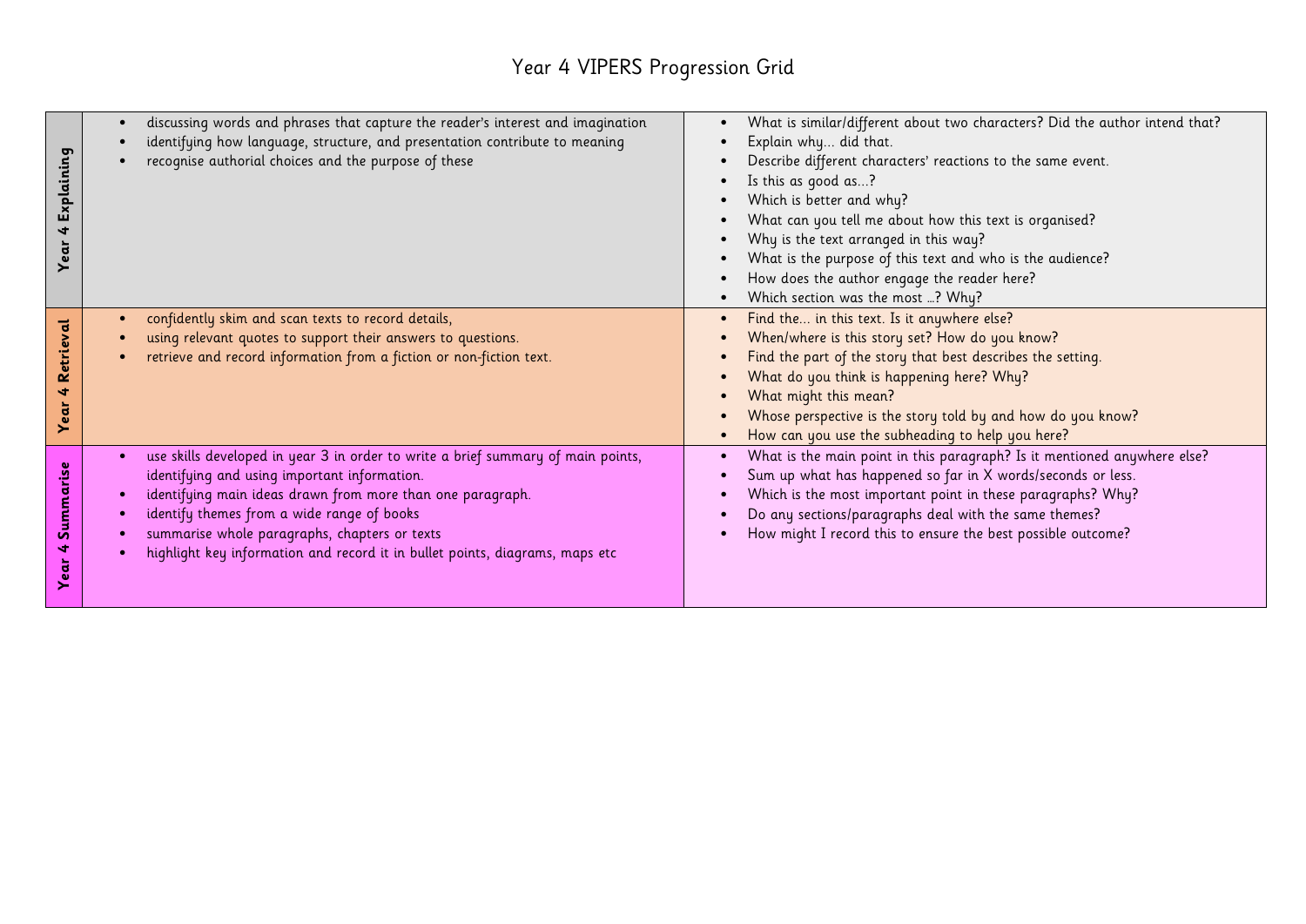# Year 4 VIPERS Progression Grid

| | | |
|---|---|---|
| **Year 4 Explaining** | • discussing words and phrases that capture the reader's interest and imagination<br>• identifying how language, structure, and presentation contribute to meaning<br>• recognise authorial choices and the purpose of these | • What is similar/different about two characters? Did the author intend that?<br>• Explain why… did that.<br>• Describe different characters' reactions to the same event.<br>• Is this as good as…?<br>• Which is better and why?<br>• What can you tell me about how this text is organised?<br>• Why is the text arranged in this way?<br>• What is the purpose of this text and who is the audience?<br>• How does the author engage the reader here?<br>• Which section was the most …? Why? |
| **Year 4 Retrieval** | • confidently skim and scan texts to record details,<br>• using relevant quotes to support their answers to questions.<br>• retrieve and record information from a fiction or non-fiction text. | • Find the… in this text. Is it anywhere else?<br>• When/where is this story set? How do you know?<br>• Find the part of the story that best describes the setting.<br>• What do you think is happening here? Why?<br>• What might this mean?<br>• Whose perspective is the story told by and how do you know?<br>• How can you use the subheading to help you here? |
| **Year 4 Summarise** | • use skills developed in year 3 in order to write a brief summary of main points, identifying and using important information.<br>• identifying main ideas drawn from more than one paragraph.<br>• identify themes from a wide range of books<br>• summarise whole paragraphs, chapters or texts<br>• highlight key information and record it in bullet points, diagrams, maps etc | • What is the main point in this paragraph? Is it mentioned anywhere else?<br>• Sum up what has happened so far in X words/seconds or less.<br>• Which is the most important point in these paragraphs? Why?<br>• Do any sections/paragraphs deal with the same themes?<br>• How might I record this to ensure the best possible outcome? |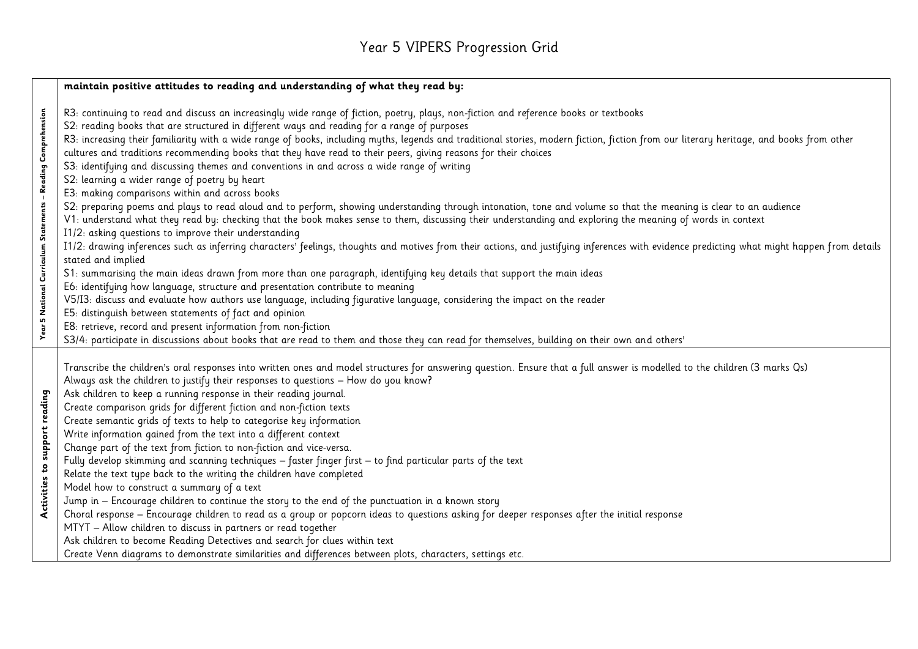# Year 5 VIPERS Progression Grid

| | |
|---|---|
| **Year 5 National Curriculum Statements – Reading Comprehension** | **maintain positive attitudes to reading and understanding of what they read by:**<br><br>R3: continuing to read and discuss an increasingly wide range of fiction, poetry, plays, non-fiction and reference books or textbooks<br>S2: reading books that are structured in different ways and reading for a range of purposes<br>R3: increasing their familiarity with a wide range of books, including myths, legends and traditional stories, modern fiction, fiction from our literary heritage, and books from other cultures and traditions recommending books that they have read to their peers, giving reasons for their choices<br>S3: identifying and discussing themes and conventions in and across a wide range of writing<br>S2: learning a wider range of poetry by heart<br>E3: making comparisons within and across books<br>S2: preparing poems and plays to read aloud and to perform, showing understanding through intonation, tone and volume so that the meaning is clear to an audience<br>V1: understand what they read by: checking that the book makes sense to them, discussing their understanding and exploring the meaning of words in context<br>I1/2: asking questions to improve their understanding<br>I1/2: drawing inferences such as inferring characters' feelings, thoughts and motives from their actions, and justifying inferences with evidence predicting what might happen from details stated and implied<br>S1: summarising the main ideas drawn from more than one paragraph, identifying key details that support the main ideas<br>E6: identifying how language, structure and presentation contribute to meaning<br>V5/I3: discuss and evaluate how authors use language, including figurative language, considering the impact on the reader<br>E5: distinguish between statements of fact and opinion<br>E8: retrieve, record and present information from non-fiction<br>S3/4: participate in discussions about books that are read to them and those they can read for themselves, building on their own and others' |
| **Activities to support reading** | Transcribe the children's oral responses into written ones and model structures for answering question. Ensure that a full answer is modelled to the children (3 marks Qs)<br>Always ask the children to justify their responses to questions – How do you know?<br>Ask children to keep a running response in their reading journal.<br>Create comparison grids for different fiction and non-fiction texts<br>Create semantic grids of texts to help to categorise key information<br>Write information gained from the text into a different context<br>Change part of the text from fiction to non-fiction and vice-versa.<br>Fully develop skimming and scanning techniques – faster finger first – to find particular parts of the text<br>Relate the text type back to the writing the children have completed<br>Model how to construct a summary of a text<br>Jump in – Encourage children to continue the story to the end of the punctuation in a known story<br>Choral response – Encourage children to read as a group or popcorn ideas to questions asking for deeper responses after the initial response<br>MTYT – Allow children to discuss in partners or read together<br>Ask children to become Reading Detectives and search for clues within text<br>Create Venn diagrams to demonstrate similarities and differences between plots, characters, settings etc. |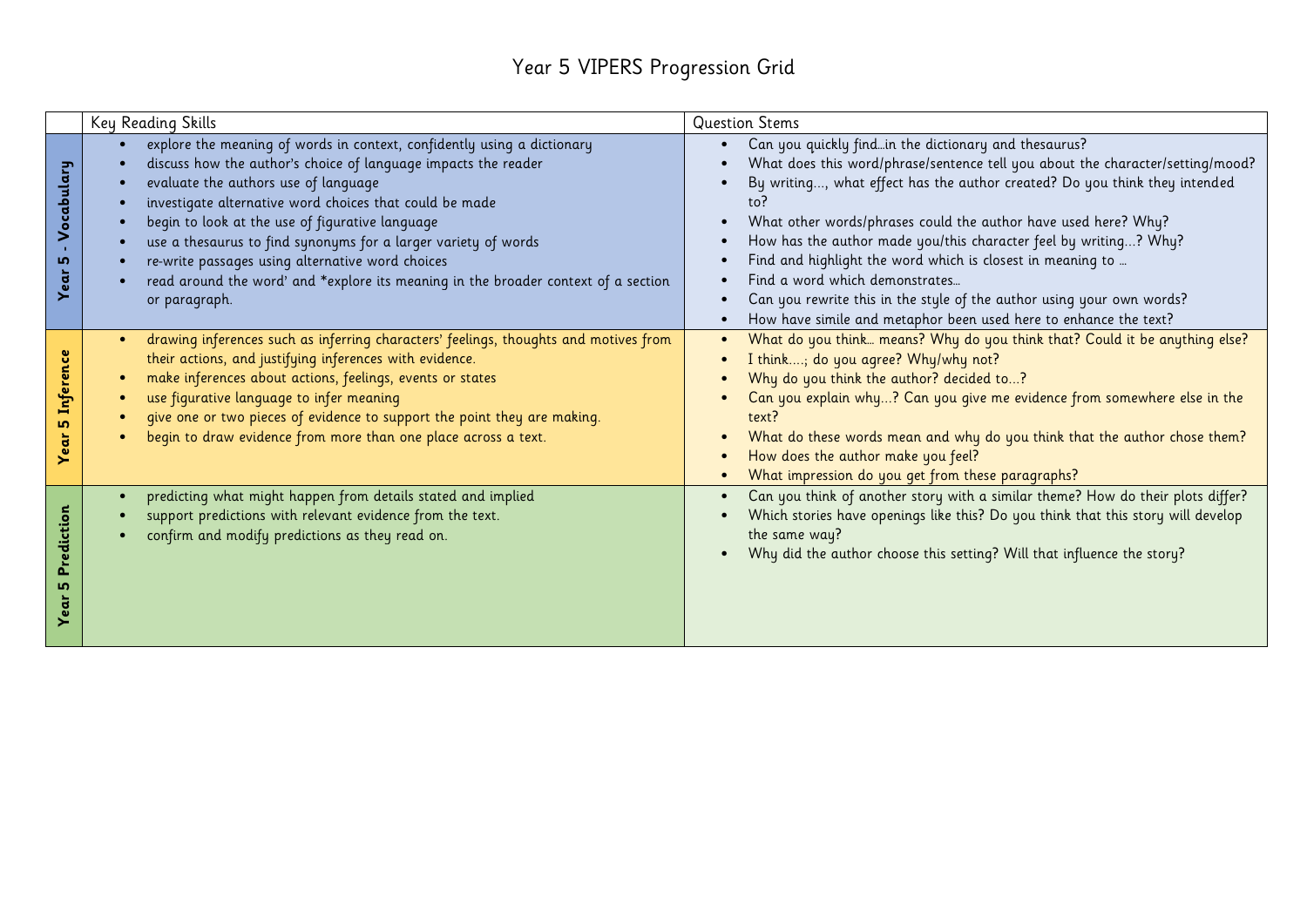# Year 5 VIPERS Progression Grid

| | Key Reading Skills | Question Stems |
|---|---|---|
| **Year 5 - Vocabulary** | • explore the meaning of words in context, confidently using a dictionary<br>• discuss how the author's choice of language impacts the reader<br>• evaluate the authors use of language<br>• investigate alternative word choices that could be made<br>• begin to look at the use of figurative language<br>• use a thesaurus to find synonyms for a larger variety of words<br>• re-write passages using alternative word choices<br>• read around the word' and *explore its meaning in the broader context of a section or paragraph. | • Can you quickly find…in the dictionary and thesaurus?<br>• What does this word/phrase/sentence tell you about the character/setting/mood?<br>• By writing…, what effect has the author created? Do you think they intended to?<br>• What other words/phrases could the author have used here? Why?<br>• How has the author made you/this character feel by writing…? Why?<br>• Find and highlight the word which is closest in meaning to …<br>• Find a word which demonstrates…<br>• Can you rewrite this in the style of the author using your own words?<br>• How have simile and metaphor been used here to enhance the text? |
| **Year 5 Inference** | • drawing inferences such as inferring characters' feelings, thoughts and motives from their actions, and justifying inferences with evidence.<br>• make inferences about actions, feelings, events or states<br>• use figurative language to infer meaning<br>• give one or two pieces of evidence to support the point they are making.<br>• begin to draw evidence from more than one place across a text. | • What do you think… means? Why do you think that? Could it be anything else?<br>• I think….; do you agree? Why/why not?<br>• Why do you think the author? decided to…?<br>• Can you explain why…? Can you give me evidence from somewhere else in the text?<br>• What do these words mean and why do you think that the author chose them?<br>• How does the author make you feel?<br>• What impression do you get from these paragraphs? |
| **Year 5 Prediction** | • predicting what might happen from details stated and implied<br>• support predictions with relevant evidence from the text.<br>• confirm and modify predictions as they read on. | • Can you think of another story with a similar theme? How do their plots differ?<br>• Which stories have openings like this? Do you think that this story will develop the same way?<br>• Why did the author choose this setting? Will that influence the story? |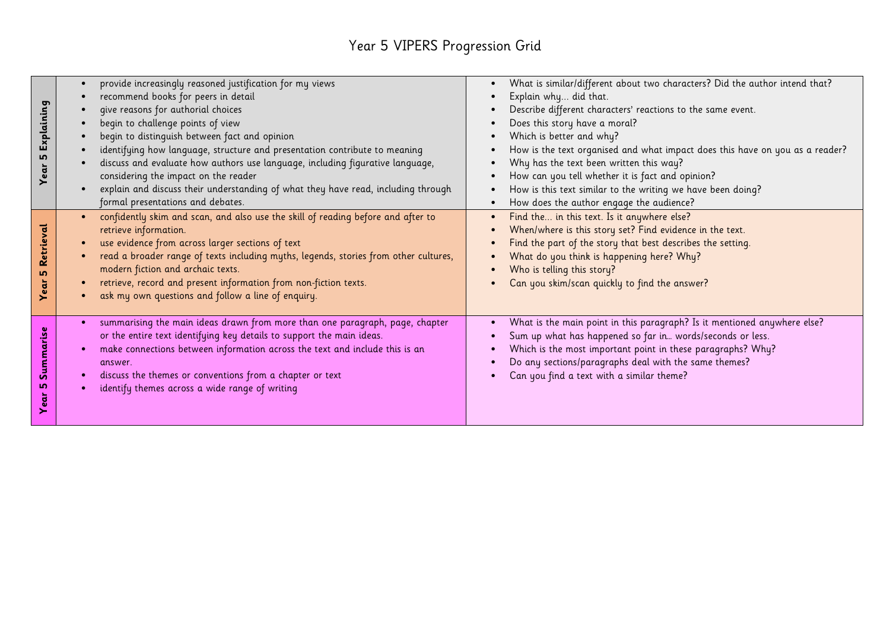# Year 5 VIPERS Progression Grid

| | | |
|---|---|---|
| **Year 5 Explaining** | • provide increasingly reasoned justification for my views<br>• recommend books for peers in detail<br>• give reasons for authorial choices<br>• begin to challenge points of view<br>• begin to distinguish between fact and opinion<br>• identifying how language, structure and presentation contribute to meaning<br>• discuss and evaluate how authors use language, including figurative language, considering the impact on the reader<br>• explain and discuss their understanding of what they have read, including through formal presentations and debates. | • What is similar/different about two characters? Did the author intend that?<br>• Explain why… did that.<br>• Describe different characters' reactions to the same event.<br>• Does this story have a moral?<br>• Which is better and why?<br>• How is the text organised and what impact does this have on you as a reader?<br>• Why has the text been written this way?<br>• How can you tell whether it is fact and opinion?<br>• How is this text similar to the writing we have been doing?<br>• How does the author engage the audience? |
| **Year 5 Retrieval** | • confidently skim and scan, and also use the skill of reading before and after to retrieve information.<br>• use evidence from across larger sections of text<br>• read a broader range of texts including myths, legends, stories from other cultures, modern fiction and archaic texts.<br>• retrieve, record and present information from non-fiction texts.<br>• ask my own questions and follow a line of enquiry. | • Find the… in this text. Is it anywhere else?<br>• When/where is this story set? Find evidence in the text.<br>• Find the part of the story that best describes the setting.<br>• What do you think is happening here? Why?<br>• Who is telling this story?<br>• Can you skim/scan quickly to find the answer? |
| **Year 5 Summarise** | • summarising the main ideas drawn from more than one paragraph, page, chapter or the entire text identifying key details to support the main ideas.<br>• make connections between information across the text and include this is an answer.<br>• discuss the themes or conventions from a chapter or text<br>• identify themes across a wide range of writing | • What is the main point in this paragraph? Is it mentioned anywhere else?<br>• Sum up what has happened so far in… words/seconds or less.<br>• Which is the most important point in these paragraphs? Why?<br>• Do any sections/paragraphs deal with the same themes?<br>• Can you find a text with a similar theme? |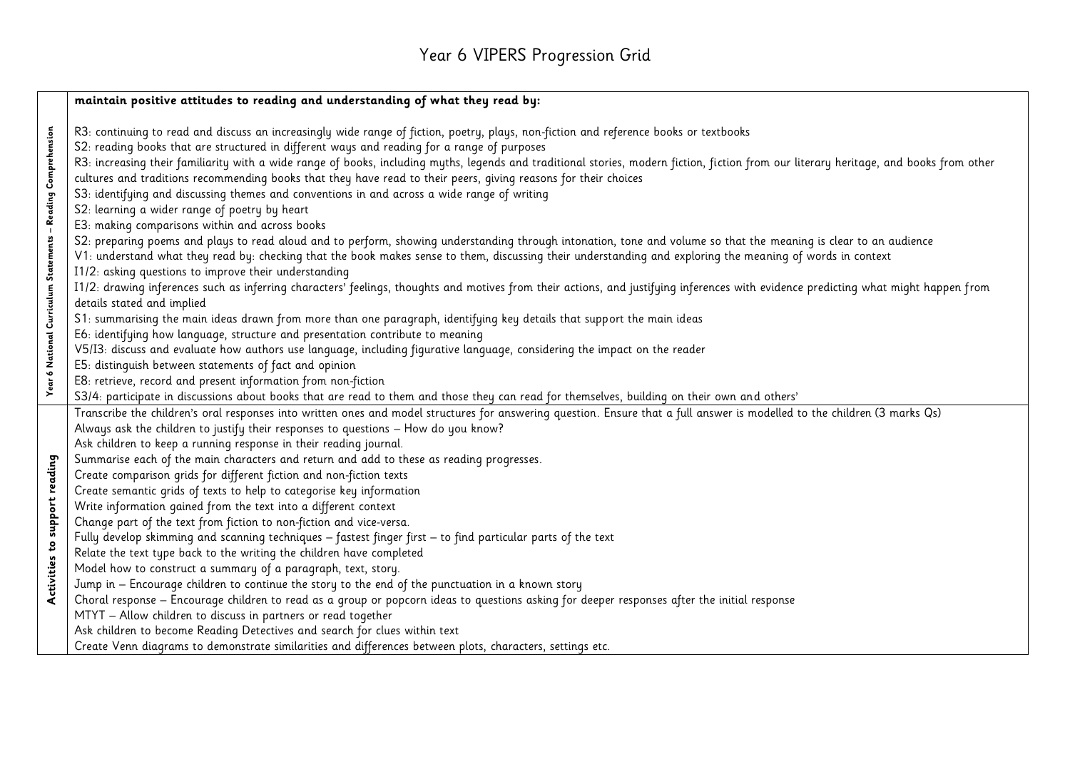# Year 6 VIPERS Progression Grid

| | |
|---|---|
| **Year 6 National Curriculum Statements – Reading Comprehension** | **maintain positive attitudes to reading and understanding of what they read by:**<br><br>R3: continuing to read and discuss an increasingly wide range of fiction, poetry, plays, non-fiction and reference books or textbooks<br>S2: reading books that are structured in different ways and reading for a range of purposes<br>R3: increasing their familiarity with a wide range of books, including myths, legends and traditional stories, modern fiction, fiction from our literary heritage, and books from other cultures and traditions recommending books that they have read to their peers, giving reasons for their choices<br>S3: identifying and discussing themes and conventions in and across a wide range of writing<br>S2: learning a wider range of poetry by heart<br>E3: making comparisons within and across books<br>S2: preparing poems and plays to read aloud and to perform, showing understanding through intonation, tone and volume so that the meaning is clear to an audience<br>V1: understand what they read by: checking that the book makes sense to them, discussing their understanding and exploring the meaning of words in context<br>I1/2: asking questions to improve their understanding<br>I1/2: drawing inferences such as inferring characters' feelings, thoughts and motives from their actions, and justifying inferences with evidence predicting what might happen from details stated and implied<br>S1: summarising the main ideas drawn from more than one paragraph, identifying key details that support the main ideas<br>E6: identifying how language, structure and presentation contribute to meaning<br>V5/I3: discuss and evaluate how authors use language, including figurative language, considering the impact on the reader<br>E5: distinguish between statements of fact and opinion<br>E8: retrieve, record and present information from non-fiction<br>S3/4: participate in discussions about books that are read to them and those they can read for themselves, building on their own and others' |
| **Activities to support reading** | Transcribe the children's oral responses into written ones and model structures for answering question. Ensure that a full answer is modelled to the children (3 marks Qs)<br>Always ask the children to justify their responses to questions – How do you know?<br>Ask children to keep a running response in their reading journal.<br>Summarise each of the main characters and return and add to these as reading progresses.<br>Create comparison grids for different fiction and non-fiction texts<br>Create semantic grids of texts to help to categorise key information<br>Write information gained from the text into a different context<br>Change part of the text from fiction to non-fiction and vice-versa.<br>Fully develop skimming and scanning techniques – fastest finger first – to find particular parts of the text<br>Relate the text type back to the writing the children have completed<br>Model how to construct a summary of a paragraph, text, story.<br>Jump in – Encourage children to continue the story to the end of the punctuation in a known story<br>Choral response – Encourage children to read as a group or popcorn ideas to questions asking for deeper responses after the initial response<br>MTYT – Allow children to discuss in partners or read together<br>Ask children to become Reading Detectives and search for clues within text<br>Create Venn diagrams to demonstrate similarities and differences between plots, characters, settings etc. |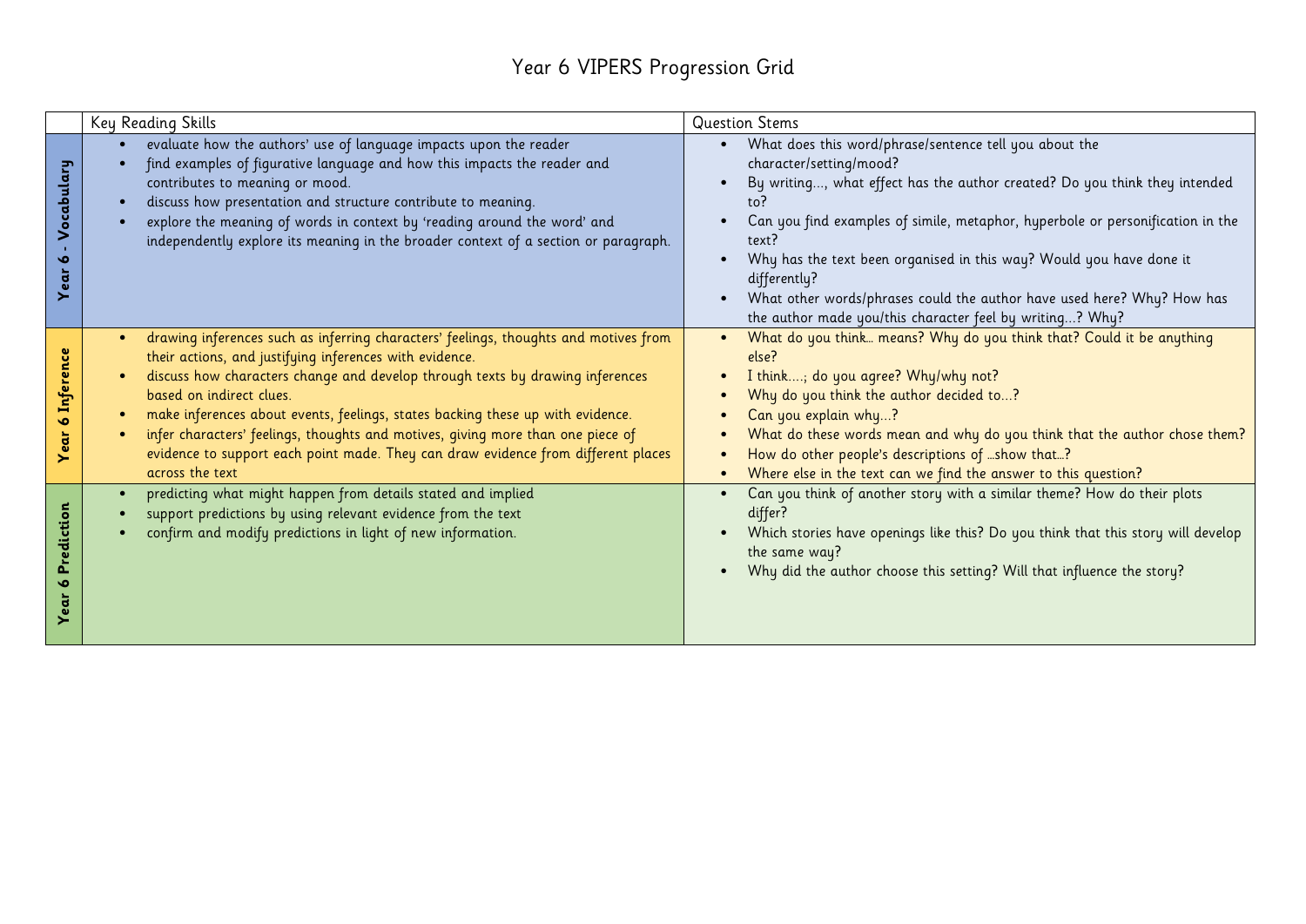# Year 6 VIPERS Progression Grid

| | Key Reading Skills | Question Stems |
|---|---|---|
| **Year 6 - Vocabulary** | • evaluate how the authors' use of language impacts upon the reader<br>• find examples of figurative language and how this impacts the reader and contributes to meaning or mood.<br>• discuss how presentation and structure contribute to meaning.<br>• explore the meaning of words in context by 'reading around the word' and independently explore its meaning in the broader context of a section or paragraph. | • What does this word/phrase/sentence tell you about the character/setting/mood?<br>• By writing…, what effect has the author created? Do you think they intended to?<br>• Can you find examples of simile, metaphor, hyperbole or personification in the text?<br>• Why has the text been organised in this way? Would you have done it differently?<br>• What other words/phrases could the author have used here? Why? How has the author made you/this character feel by writing…? Why? |
| **Year 6 Inference** | • drawing inferences such as inferring characters' feelings, thoughts and motives from their actions, and justifying inferences with evidence.<br>• discuss how characters change and develop through texts by drawing inferences based on indirect clues.<br>• make inferences about events, feelings, states backing these up with evidence.<br>• infer characters' feelings, thoughts and motives, giving more than one piece of evidence to support each point made. They can draw evidence from different places across the text | • What do you think… means? Why do you think that? Could it be anything else?<br>• I think….; do you agree? Why/why not?<br>• Why do you think the author decided to…?<br>• Can you explain why…?<br>• What do these words mean and why do you think that the author chose them?<br>• How do other people's descriptions of …show that…?<br>• Where else in the text can we find the answer to this question? |
| **Year 6 Prediction** | • predicting what might happen from details stated and implied<br>• support predictions by using relevant evidence from the text<br>• confirm and modify predictions in light of new information. | • Can you think of another story with a similar theme? How do their plots differ?<br>• Which stories have openings like this? Do you think that this story will develop the same way?<br>• Why did the author choose this setting? Will that influence the story? |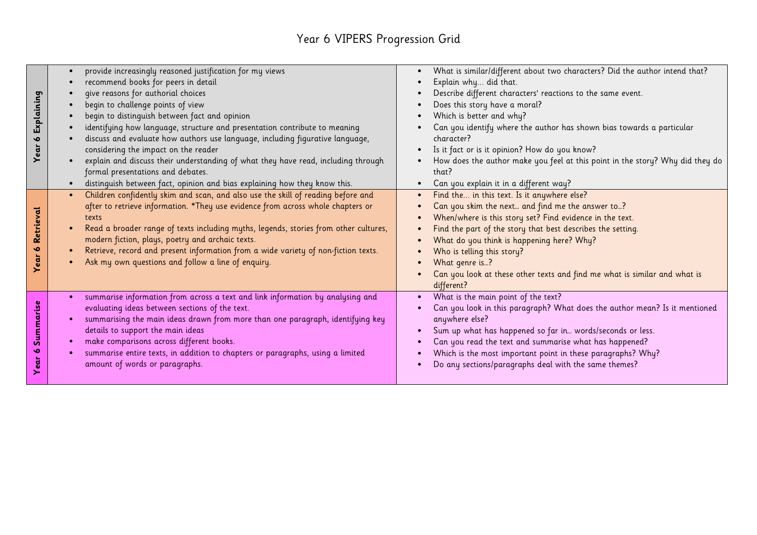# Year 6 VIPERS Progression Grid

| | | |
|---|---|---|
| **Year 6 Explaining** | • provide increasingly reasoned justification for my views<br>• recommend books for peers in detail<br>• give reasons for authorial choices<br>• begin to challenge points of view<br>• begin to distinguish between fact and opinion<br>• identifying how language, structure and presentation contribute to meaning<br>• discuss and evaluate how authors use language, including figurative language, considering the impact on the reader<br>• explain and discuss their understanding of what they have read, including through formal presentations and debates.<br>• distinguish between fact, opinion and bias explaining how they know this. | • What is similar/different about two characters? Did the author intend that?<br>• Explain why… did that.<br>• Describe different characters' reactions to the same event.<br>• Does this story have a moral?<br>• Which is better and why?<br>• Can you identify where the author has shown bias towards a particular character?<br>• Is it fact or is it opinion? How do you know?<br>• How does the author make you feel at this point in the story? Why did they do that?<br>• Can you explain it in a different way? |
| **Year 6 Retrieval** | • Children confidently skim and scan, and also use the skill of reading before and after to retrieve information. *They use evidence from across whole chapters or texts<br>• Read a broader range of texts including myths, legends, stories from other cultures, modern fiction, plays, poetry and archaic texts.<br>• Retrieve, record and present information from a wide variety of non-fiction texts.<br>• Ask my own questions and follow a line of enquiry. | • Find the… in this text. Is it anywhere else?<br>• Can you skim the next… and find me the answer to…?<br>• When/where is this story set? Find evidence in the text.<br>• Find the part of the story that best describes the setting.<br>• What do you think is happening here? Why?<br>• Who is telling this story?<br>• What genre is…?<br>• Can you look at these other texts and find me what is similar and what is different? |
| **Year 6 Summarise** | • summarise information from across a text and link information by analysing and evaluating ideas between sections of the text.<br>• summarising the main ideas drawn from more than one paragraph, identifying key details to support the main ideas<br>• make comparisons across different books.<br>• summarise entire texts, in addition to chapters or paragraphs, using a limited amount of words or paragraphs. | • What is the main point of the text?<br>• Can you look in this paragraph? What does the author mean? Is it mentioned anywhere else?<br>• Sum up what has happened so far in… words/seconds or less.<br>• Can you read the text and summarise what has happened?<br>• Which is the most important point in these paragraphs? Why?<br>• Do any sections/paragraphs deal with the same themes? |